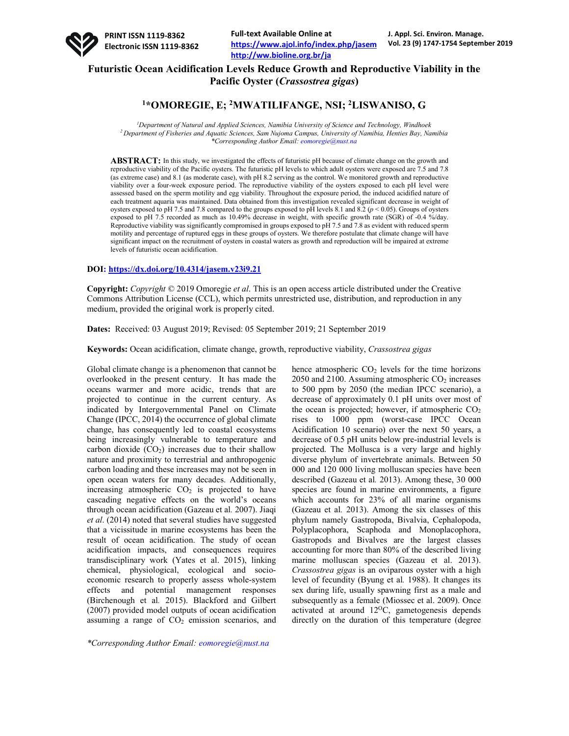# Futuristic Ocean Acidification Levels Reduce Growth and Reproductive Viability in the Pacific Oyster (*Crassostrea gigas*)

## [1]*OMOREGIE, E; [2]MWATILIFANGE, NSI; [2]LISWANISO, G

*[1]Department of Natural and Applied Sciences, Namibia University of Science and Technology, Windhoek*
*[2]Department of Fisheries and Aquatic Sciences, Sam Nujoma Campus, University of Namibia, Henties Bay, Namibia*
*\*Corresponding Author Email: eomoregie@nust.na*

**ABSTRACT:** In this study, we investigated the effects of futuristic pH because of climate change on the growth and reproductive viability of the Pacific oysters. The futuristic pH levels to which adult oysters were exposed are 7.5 and 7.8 (as extreme case) and 8.1 (as moderate case), with pH 8.2 serving as the control. We monitored growth and reproductive viability over a four-week exposure period. The reproductive viability of the oysters exposed to each pH level were assessed based on the sperm motility and egg viability. Throughout the exposure period, the induced acidified nature of each treatment aquaria was maintained. Data obtained from this investigation revealed significant decrease in weight of oysters exposed to pH 7.5 and 7.8 compared to the groups exposed to pH levels 8.1 and 8.2 ($p < 0.05$). Groups of oysters exposed to pH 7.5 recorded as much as 10.49% decrease in weight, with specific growth rate (SGR) of -0.4 %/day. Reproductive viability was significantly compromised in groups exposed to pH 7.5 and 7.8 as evident with reduced sperm motility and percentage of ruptured eggs in these groups of oysters. We therefore postulate that climate change will have significant impact on the recruitment of oysters in coastal waters as growth and reproduction will be impaired at extreme levels of futuristic ocean acidification.

**DOI:** https://dx.doi.org/10.4314/jasem.v23i9.21

**Copyright:** *Copyright* © 2019 Omoregie *et al*. This is an open access article distributed under the Creative Commons Attribution License (CCL), which permits unrestricted use, distribution, and reproduction in any medium, provided the original work is properly cited.

**Dates:** Received: 03 August 2019; Revised: 05 September 2019; 21 September 2019

**Keywords:** Ocean acidification, climate change, growth, reproductive viability, *Crassostrea gigas*

Global climate change is a phenomenon that cannot be overlooked in the present century. It has made the oceans warmer and more acidic, trends that are projected to continue in the current century. As indicated by Intergovernmental Panel on Climate Change (IPCC, 2014) the occurrence of global climate change, has consequently led to coastal ecosystems being increasingly vulnerable to temperature and carbon dioxide ($CO_2$) increases due to their shallow nature and proximity to terrestrial and anthropogenic carbon loading and these increases may not be seen in open ocean waters for many decades. Additionally, increasing atmospheric $CO_2$ is projected to have cascading negative effects on the world's oceans through ocean acidification (Gazeau et al*.* 2007). Jiaqi *et al*. (2014) noted that several studies have suggested that a vicissitude in marine ecosystems has been the result of ocean acidification. The study of ocean acidification impacts, and consequences requires transdisciplinary work (Yates et al. 2015), linking chemical, physiological, ecological and socio-economic research to properly assess whole-system effects and potential management responses (Birchenough et al*.* 2015). Blackford and Gilbert (2007) provided model outputs of ocean acidification assuming a range of $CO_2$ emission scenarios, and hence atmospheric $CO_2$ levels for the time horizons 2050 and 2100. Assuming atmospheric $CO_2$ increases to 500 ppm by 2050 (the median IPCC scenario), a decrease of approximately 0.1 pH units over most of the ocean is projected; however, if atmospheric $CO_2$ rises to 1000 ppm (worst-case IPCC Ocean Acidification 10 scenario) over the next 50 years, a decrease of 0.5 pH units below pre-industrial levels is projected. The Mollusca is a very large and highly diverse phylum of invertebrate animals. Between 50 000 and 120 000 living molluscan species have been described (Gazeau et al*.* 2013). Among these, 30 000 species are found in marine environments, a figure which accounts for 23% of all marine organisms (Gazeau et al*.* 2013). Among the six classes of this phylum namely Gastropoda, Bivalvia, Cephalopoda, Polyplacophora, Scaphoda and Monoplacophora, Gastropods and Bivalves are the largest classes accounting for more than 80% of the described living marine molluscan species (Gazeau et al. 2013). *Crassostrea gigas* is an oviparous oyster with a high level of fecundity (Byung et al*.* 1988). It changes its sex during life, usually spawning first as a male and subsequently as a female (Miossec et al. 2009). Once activated at around 12$^{O}$C, gametogenesis depends directly on the duration of this temperature (degree

*\*Corresponding Author Email: eomoregie@nust.na*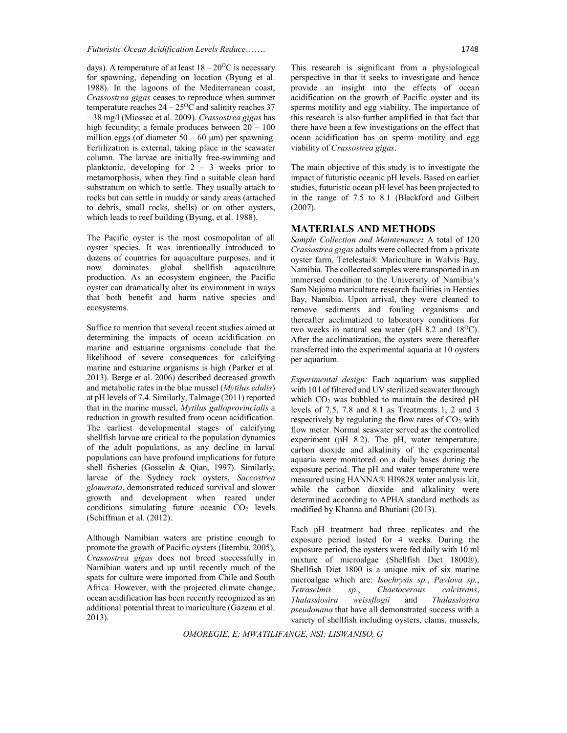days). A temperature of at least 18 – 20$^{O}$C is necessary for spawning, depending on location (Byung et al. 1988). In the lagoons of the Mediterranean coast, *Crassostrea gigas* ceases to reproduce when summer temperature reaches 24 – 25$^{O}$C and salinity reaches 37 – 38 mg/l (Miossec et al. 2009). *Crassostrea gigas* has high fecundity; a female produces between 20 – 100 million eggs (of diameter 50 – 60 µm) per spawning. Fertilization is external, taking place in the seawater column. The larvae are initially free-swimming and planktonic, developing for 2 – 3 weeks prior to metamorphosis, when they find a suitable clean hard substratum on which to settle. They usually attach to rocks but can settle in muddy or sandy areas (attached to debris, small rocks, shells) or on other oysters, which leads to reef building (Byung, et al. 1988).

The Pacific oyster is the most cosmopolitan of all oyster species. It was intentionally introduced to dozens of countries for aquaculture purposes, and it now dominates global shellfish aquaculture production. As an ecosystem engineer, the Pacific oyster can dramatically alter its environment in ways that both benefit and harm native species and ecosystems.

Suffice to mention that several recent studies aimed at determining the impacts of ocean acidification on marine and estuarine organisms conclude that the likelihood of severe consequences for calcifying marine and estuarine organisms is high (Parker et al. 2013). Berge et al. 2006) described decreased growth and metabolic rates in the blue mussel (*Mytilus edulis*) at pH levels of 7.4. Similarly, Talmage (2011) reported that in the marine mussel, *Mytilus galloprovincialis* a reduction in growth resulted from ocean acidification. The earliest developmental stages of calcifying shellfish larvae are critical to the population dynamics of the adult populations, as any decline in larval populations can have profound implications for future shell fisheries (Gosselin & Qian, 1997). Similarly, larvae of the Sydney rock oysters, *Saccostrea glomerata*, demonstrated reduced survival and slower growth and development when reared under conditions simulating future oceanic $CO_2$ levels (Schiffman et al. (2012).

Although Namibian waters are pristine enough to promote the growth of Pacific oysters (Iitembu, 2005), *Crassostrea gigas* does not breed successfully in Namibian waters and up until recently much of the spats for culture were imported from Chile and South Africa. However, with the projected climate change, ocean acidification has been recently recognized as an additional potential threat to mariculture (Gazeau et al. 2013).

This research is significant from a physiological perspective in that it seeks to investigate and hence provide an insight into the effects of ocean acidification on the growth of Pacific oyster and its sperms motility and egg viability. The importance of this research is also further amplified in that fact that there have been a few investigations on the effect that ocean acidification has on sperm motility and egg viability of *Crassostrea gigas*.

The main objective of this study is to investigate the impact of futuristic oceanic pH levels. Based on earlier studies, futuristic ocean pH level has been projected to in the range of 7.5 to 8.1 (Blackford and Gilbert (2007).

## MATERIALS AND METHODS

***Sample Collection and Maintenance:*** A total of 120 *Crassostrea gigas* adults were collected from a private oyster farm, Tetelestai® Mariculture in Walvis Bay, Namibia. The collected samples were transported in an immersed condition to the University of Namibia's Sam Nujoma mariculture research facilities in Henties Bay, Namibia. Upon arrival, they were cleaned to remove sediments and fouling organisms and thereafter acclimatized to laboratory conditions for two weeks in natural sea water (pH 8.2 and 18$^{O}$C). After the acclimatization, the oysters were thereafter transferred into the experimental aquaria at 10 oysters per aquarium.

*Experimental design:* Each aquarium was supplied with 10 l of filtered and UV sterilized seawater through which $CO_2$ was bubbled to maintain the desired pH levels of 7.5, 7.8 and 8.1 as Treatments 1, 2 and 3 respectively by regulating the flow rates of $CO_2$ with flow meter. Normal seawater served as the controlled experiment (pH 8.2). The pH, water temperature, carbon dioxide and alkalinity of the experimental aquaria were monitored on a daily bases during the exposure period. The pH and water temperature were measured using HANNA® HI9828 water analysis kit, while the carbon dioxide and alkalinity were determined according to APHA standard methods as modified by Khanna and Bhutiani (2013).

Each pH treatment had three replicates and the exposure period lasted for 4 weeks. During the exposure period, the oysters were fed daily with 10 ml mixture of microalgae (Shellfish Diet 1800®). Shellfish Diet 1800 is a unique mix of six marine microalgae which are: *Isochrysis sp.*, *Pavlova sp.*, *Tetraselmis sp.*, *Chaetocerous calcitrans*, *Thalassiosira weissflogii* and *Thalassiosira pseudonana* that have all demonstrated success with a variety of shellfish including oysters, clams, mussels,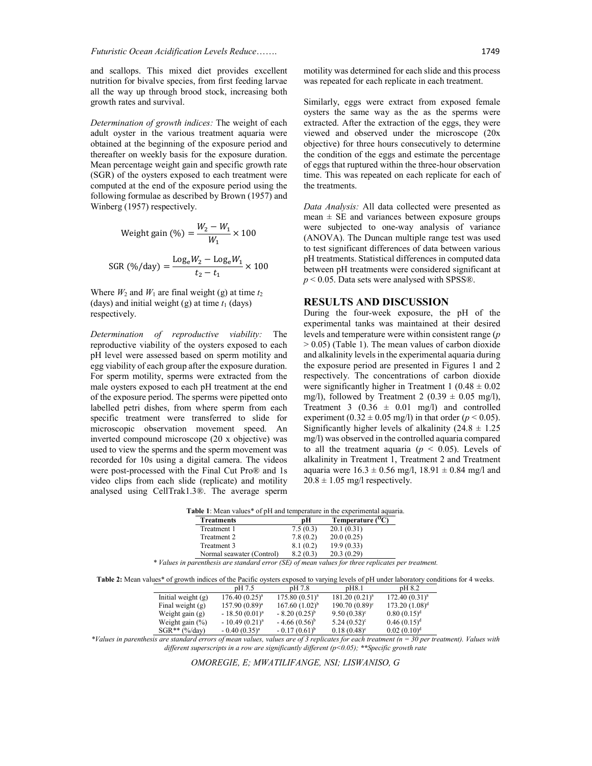and scallops. This mixed diet provides excellent nutrition for bivalve species, from first feeding larvae all the way up through brood stock, increasing both growth rates and survival.

*Determination of growth indices:* The weight of each adult oyster in the various treatment aquaria were obtained at the beginning of the exposure period and thereafter on weekly basis for the exposure duration. Mean percentage weight gain and specific growth rate (SGR) of the oysters exposed to each treatment were computed at the end of the exposure period using the following formulae as described by Brown (1957) and Winberg (1957) respectively.

$$\text{Weight gain (\%)} = \frac{W_2 - W_1}{W_1} \times 100$$

$$\text{SGR (\%/day)} = \frac{\text{Log}_e W_2 - \text{Log}_e W_1}{t_2 - t_1} \times 100$$

Where $W_2$ and $W_1$ are final weight (g) at time $t_2$ (days) and initial weight (g) at time $t_1$ (days) respectively.

*Determination of reproductive viability:* The reproductive viability of the oysters exposed to each pH level were assessed based on sperm motility and egg viability of each group after the exposure duration. For sperm motility, sperms were extracted from the male oysters exposed to each pH treatment at the end of the exposure period. The sperms were pipetted onto labelled petri dishes, from where sperm from each specific treatment were transferred to slide for microscopic observation movement speed. An inverted compound microscope (20 x objective) was used to view the sperms and the sperm movement was recorded for 10s using a digital camera. The videos were post-processed with the Final Cut Pro® and 1s video clips from each slide (replicate) and motility analysed using CellTrak1.3®. The average sperm motility was determined for each slide and this process was repeated for each replicate in each treatment.

Similarly, eggs were extract from exposed female oysters the same way as the as the sperms were extracted. After the extraction of the eggs, they were viewed and observed under the microscope (20x objective) for three hours consecutively to determine the condition of the eggs and estimate the percentage of eggs that ruptured within the three-hour observation time. This was repeated on each replicate for each of the treatments.

*Data Analysis:* All data collected were presented as mean ± SE and variances between exposure groups were subjected to one-way analysis of variance (ANOVA). The Duncan multiple range test was used to test significant differences of data between various pH treatments. Statistical differences in computed data between pH treatments were considered significant at $p < 0.05$. Data sets were analysed with SPSS®.

## RESULTS AND DISCUSSION

During the four-week exposure, the pH of the experimental tanks was maintained at their desired levels and temperature were within consistent range ($p > 0.05$) (Table 1). The mean values of carbon dioxide and alkalinity levels in the experimental aquaria during the exposure period are presented in Figures 1 and 2 respectively. The concentrations of carbon dioxide were significantly higher in Treatment 1 (0.48 ± 0.02 mg/l), followed by Treatment 2 (0.39 ± 0.05 mg/l), Treatment 3 (0.36 ± 0.01 mg/l) and controlled experiment (0.32 ± 0.05 mg/l) in that order ($p < 0.05$). Significantly higher levels of alkalinity (24.8 ± 1.25 mg/l) was observed in the controlled aquaria compared to all the treatment aquaria ($p < 0.05$). Levels of alkalinity in Treatment 1, Treatment 2 and Treatment aquaria were 16.3 ± 0.56 mg/l, 18.91 ± 0.84 mg/l and 20.8 ± 1.05 mg/l respectively.

**Table 1**: Mean values* of pH and temperature in the experimental aquaria.

| Treatments | pH | Temperature (°C) |
|---|---|---|
| Treatment 1 | 7.5 (0.3) | 20.1 (0.31) |
| Treatment 2 | 7.8 (0.2) | 20.0 (0.25) |
| Treatment 3 | 8.1 (0.2) | 19.9 (0.33) |
| Normal seawater (Control) | 8.2 (0.3) | 20.3 (0.29) |

*\* Values in parenthesis are standard error (SE) of mean values for three replicates per treatment.*

**Table 2:** Mean values* of growth indices of the Pacific oysters exposed to varying levels of pH under laboratory conditions for 4 weeks.

| | pH 7.5 | pH 7.8 | pH8.1 | pH 8.2 |
|---|---|---|---|---|
| Initial weight (g) | 176.40 (0.25)[a] | 175.80 (0.51)[a] | 181.20 (0.21)[a] | 172.40 (0.31)[a] |
| Final weight (g) | 157.90 (0.89)[a] | 167.60 (1.02)[b] | 190.70 (0.89)[c] | 173.20 (1.08)[d] |
| Weight gain (g) | - 18.50 (0.01)[a] | - 8.20 (0.25)[b] | 9.50 (0.38)[c] | 0.80 (0.15)[d] |
| Weight gain (%) | - 10.49 (0.21)[a] | - 4.66 (0.56)[b] | 5.24 (0.52)[c] | 0.46 (0.15)[d] |
| SGR** (%/day) | - 0.40 (0.35)[a] | - 0.17 (0.61)[b] | 0.18 (0.48)[c] | 0.02 (0.10)[d] |

*\*Values in parenthesis are standard errors of mean values, values are of 3 replicates for each treatment (n = 30 per treatment). Values with different superscripts in a row are significantly different (p<0.05); \*\*Specific growth rate*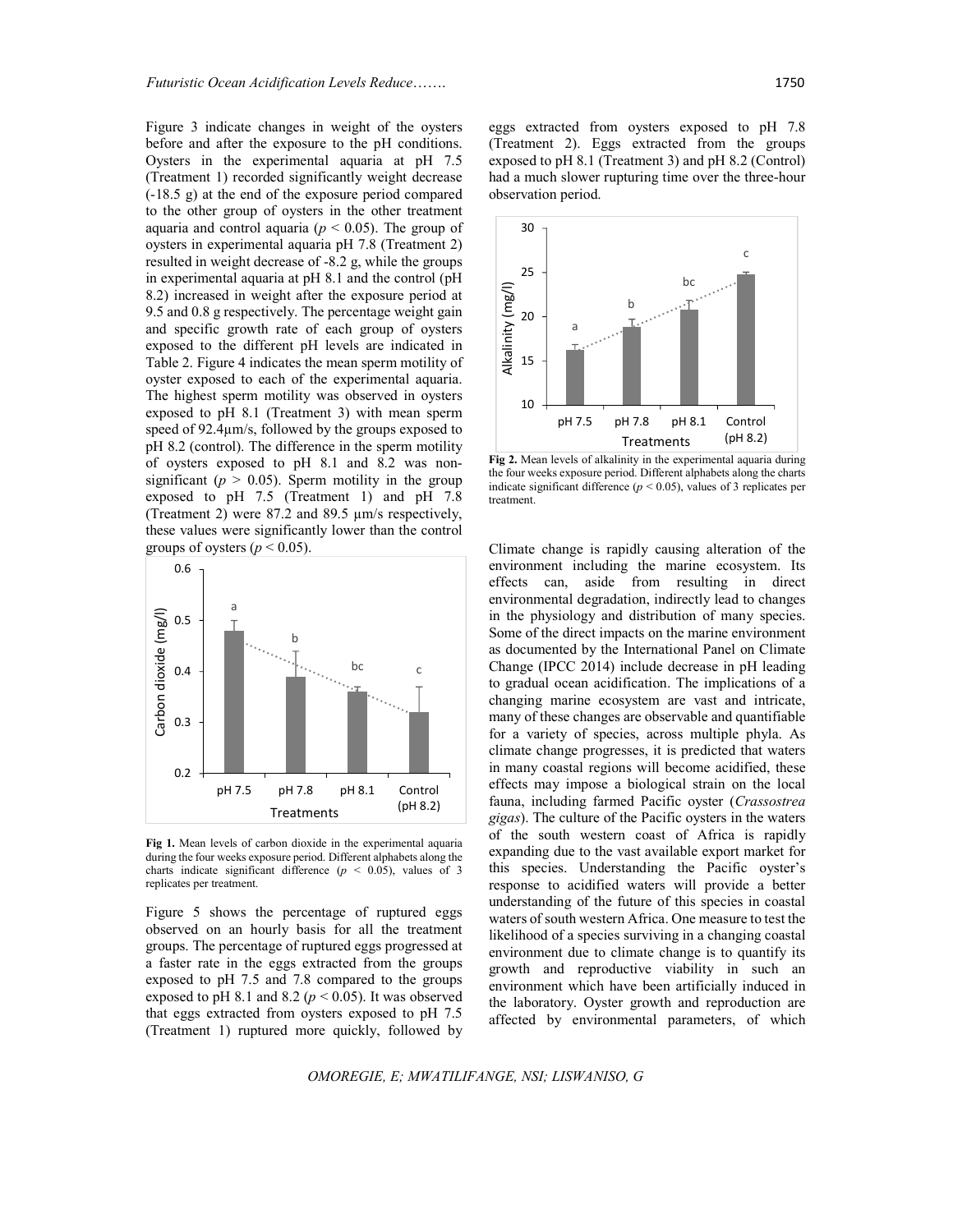Figure 3 indicate changes in weight of the oysters before and after the exposure to the pH conditions. Oysters in the experimental aquaria at pH 7.5 (Treatment 1) recorded significantly weight decrease (-18.5 g) at the end of the exposure period compared to the other group of oysters in the other treatment aquaria and control aquaria ($p < 0.05$). The group of oysters in experimental aquaria pH 7.8 (Treatment 2) resulted in weight decrease of -8.2 g, while the groups in experimental aquaria at pH 8.1 and the control (pH 8.2) increased in weight after the exposure period at 9.5 and 0.8 g respectively. The percentage weight gain and specific growth rate of each group of oysters exposed to the different pH levels are indicated in Table 2. Figure 4 indicates the mean sperm motility of oyster exposed to each of the experimental aquaria. The highest sperm motility was observed in oysters exposed to pH 8.1 (Treatment 3) with mean sperm speed of 92.4µm/s, followed by the groups exposed to pH 8.2 (control). The difference in the sperm motility of oysters exposed to pH 8.1 and 8.2 was non-significant ($p > 0.05$). Sperm motility in the group exposed to pH 7.5 (Treatment 1) and pH 7.8 (Treatment 2) were 87.2 and 89.5 µm/s respectively, these values were significantly lower than the control groups of oysters ($p < 0.05$).

**Fig 1.** Mean levels of carbon dioxide in the experimental aquaria during the four weeks exposure period. Different alphabets along the charts indicate significant difference ($p < 0.05$), values of 3 replicates per treatment.

Figure 5 shows the percentage of ruptured eggs observed on an hourly basis for all the treatment groups. The percentage of ruptured eggs progressed at a faster rate in the eggs extracted from the groups exposed to pH 7.5 and 7.8 compared to the groups exposed to pH 8.1 and 8.2 ($p < 0.05$). It was observed that eggs extracted from oysters exposed to pH 7.5 (Treatment 1) ruptured more quickly, followed by eggs extracted from oysters exposed to pH 7.8 (Treatment 2). Eggs extracted from the groups exposed to pH 8.1 (Treatment 3) and pH 8.2 (Control) had a much slower rupturing time over the three-hour observation period.

**Fig 2.** Mean levels of alkalinity in the experimental aquaria during the four weeks exposure period. Different alphabets along the charts indicate significant difference ($p < 0.05$), values of 3 replicates per treatment.

Climate change is rapidly causing alteration of the environment including the marine ecosystem. Its effects can, aside from resulting in direct environmental degradation, indirectly lead to changes in the physiology and distribution of many species. Some of the direct impacts on the marine environment as documented by the International Panel on Climate Change (IPCC 2014) include decrease in pH leading to gradual ocean acidification. The implications of a changing marine ecosystem are vast and intricate, many of these changes are observable and quantifiable for a variety of species, across multiple phyla. As climate change progresses, it is predicted that waters in many coastal regions will become acidified, these effects may impose a biological strain on the local fauna, including farmed Pacific oyster (*Crassostrea gigas*). The culture of the Pacific oysters in the waters of the south western coast of Africa is rapidly expanding due to the vast available export market for this species. Understanding the Pacific oyster's response to acidified waters will provide a better understanding of the future of this species in coastal waters of south western Africa. One measure to test the likelihood of a species surviving in a changing coastal environment due to climate change is to quantify its growth and reproductive viability in such an environment which have been artificially induced in the laboratory. Oyster growth and reproduction are affected by environmental parameters, of which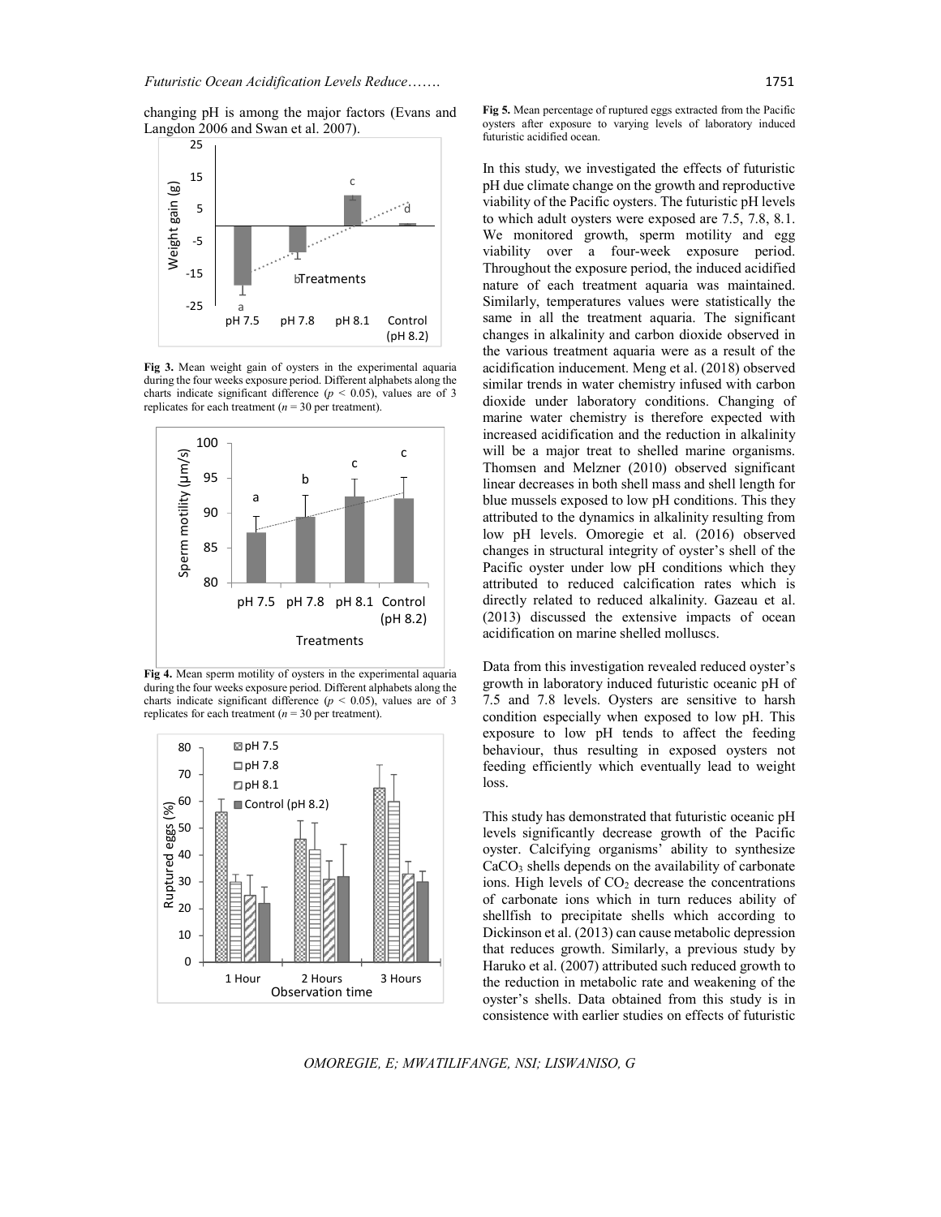changing pH is among the major factors (Evans and Langdon 2006 and Swan et al. 2007).

**Fig 3.** Mean weight gain of oysters in the experimental aquaria during the four weeks exposure period. Different alphabets along the charts indicate significant difference ($p < 0.05$), values are of 3 replicates for each treatment ($n = 30$ per treatment).

**Fig 4.** Mean sperm motility of oysters in the experimental aquaria during the four weeks exposure period. Different alphabets along the charts indicate significant difference ($p < 0.05$), values are of 3 replicates for each treatment ($n = 30$ per treatment).

**Fig 5.** Mean percentage of ruptured eggs extracted from the Pacific oysters after exposure to varying levels of laboratory induced futuristic acidified ocean.

In this study, we investigated the effects of futuristic pH due climate change on the growth and reproductive viability of the Pacific oysters. The futuristic pH levels to which adult oysters were exposed are 7.5, 7.8, 8.1. We monitored growth, sperm motility and egg viability over a four-week exposure period. Throughout the exposure period, the induced acidified nature of each treatment aquaria was maintained. Similarly, temperatures values were statistically the same in all the treatment aquaria. The significant changes in alkalinity and carbon dioxide observed in the various treatment aquaria were as a result of the acidification inducement. Meng et al. (2018) observed similar trends in water chemistry infused with carbon dioxide under laboratory conditions. Changing of marine water chemistry is therefore expected with increased acidification and the reduction in alkalinity will be a major treat to shelled marine organisms. Thomsen and Melzner (2010) observed significant linear decreases in both shell mass and shell length for blue mussels exposed to low pH conditions. This they attributed to the dynamics in alkalinity resulting from low pH levels. Omoregie et al. (2016) observed changes in structural integrity of oyster's shell of the Pacific oyster under low pH conditions which they attributed to reduced calcification rates which is directly related to reduced alkalinity. Gazeau et al. (2013) discussed the extensive impacts of ocean acidification on marine shelled molluscs.

Data from this investigation revealed reduced oyster's growth in laboratory induced futuristic oceanic pH of 7.5 and 7.8 levels. Oysters are sensitive to harsh condition especially when exposed to low pH. This exposure to low pH tends to affect the feeding behaviour, thus resulting in exposed oysters not feeding efficiently which eventually lead to weight loss.

This study has demonstrated that futuristic oceanic pH levels significantly decrease growth of the Pacific oyster. Calcifying organisms' ability to synthesize $CaCO_3$ shells depends on the availability of carbonate ions. High levels of $CO_2$ decrease the concentrations of carbonate ions which in turn reduces ability of shellfish to precipitate shells which according to Dickinson et al. (2013) can cause metabolic depression that reduces growth. Similarly, a previous study by Haruko et al. (2007) attributed such reduced growth to the reduction in metabolic rate and weakening of the oyster's shells. Data obtained from this study is in consistence with earlier studies on effects of futuristic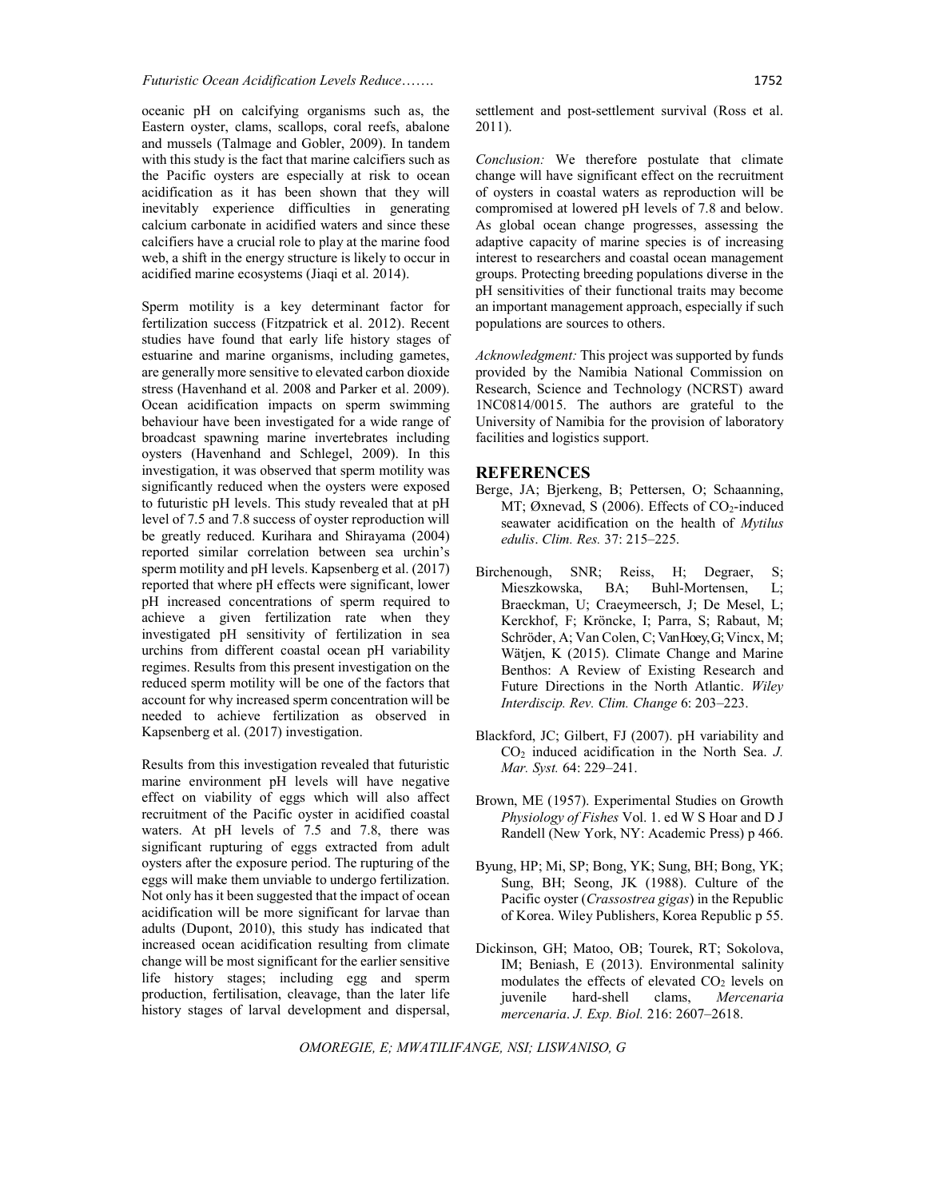oceanic pH on calcifying organisms such as, the Eastern oyster, clams, scallops, coral reefs, abalone and mussels (Talmage and Gobler, 2009). In tandem with this study is the fact that marine calcifiers such as the Pacific oysters are especially at risk to ocean acidification as it has been shown that they will inevitably experience difficulties in generating calcium carbonate in acidified waters and since these calcifiers have a crucial role to play at the marine food web, a shift in the energy structure is likely to occur in acidified marine ecosystems (Jiaqi et al. 2014).

Sperm motility is a key determinant factor for fertilization success (Fitzpatrick et al. 2012). Recent studies have found that early life history stages of estuarine and marine organisms, including gametes, are generally more sensitive to elevated carbon dioxide stress (Havenhand et al. 2008 and Parker et al. 2009). Ocean acidification impacts on sperm swimming behaviour have been investigated for a wide range of broadcast spawning marine invertebrates including oysters (Havenhand and Schlegel, 2009). In this investigation, it was observed that sperm motility was significantly reduced when the oysters were exposed to futuristic pH levels. This study revealed that at pH level of 7.5 and 7.8 success of oyster reproduction will be greatly reduced. Kurihara and Shirayama (2004) reported similar correlation between sea urchin's sperm motility and pH levels. Kapsenberg et al. (2017) reported that where pH effects were significant, lower pH increased concentrations of sperm required to achieve a given fertilization rate when they investigated pH sensitivity of fertilization in sea urchins from different coastal ocean pH variability regimes. Results from this present investigation on the reduced sperm motility will be one of the factors that account for why increased sperm concentration will be needed to achieve fertilization as observed in Kapsenberg et al. (2017) investigation.

Results from this investigation revealed that futuristic marine environment pH levels will have negative effect on viability of eggs which will also affect recruitment of the Pacific oyster in acidified coastal waters. At pH levels of 7.5 and 7.8, there was significant rupturing of eggs extracted from adult oysters after the exposure period. The rupturing of the eggs will make them unviable to undergo fertilization. Not only has it been suggested that the impact of ocean acidification will be more significant for larvae than adults (Dupont, 2010), this study has indicated that increased ocean acidification resulting from climate change will be most significant for the earlier sensitive life history stages; including egg and sperm production, fertilisation, cleavage, than the later life history stages of larval development and dispersal, settlement and post-settlement survival (Ross et al. 2011).

*Conclusion:* We therefore postulate that climate change will have significant effect on the recruitment of oysters in coastal waters as reproduction will be compromised at lowered pH levels of 7.8 and below. As global ocean change progresses, assessing the adaptive capacity of marine species is of increasing interest to researchers and coastal ocean management groups. Protecting breeding populations diverse in the pH sensitivities of their functional traits may become an important management approach, especially if such populations are sources to others.

*Acknowledgment:* This project was supported by funds provided by the Namibia National Commission on Research, Science and Technology (NCRST) award 1NC0814/0015. The authors are grateful to the University of Namibia for the provision of laboratory facilities and logistics support.

## REFERENCES

Berge, JA; Bjerkeng, B; Pettersen, O; Schaanning, MT; Øxnevad, S (2006). Effects of $CO_2$-induced seawater acidification on the health of *Mytilus edulis*. *Clim. Res.* 37: 215–225.

Birchenough, SNR; Reiss, H; Degraer, S; Mieszkowska, BA; Buhl-Mortensen, L; Braeckman, U; Craeymeersch, J; De Mesel, L; Kerckhof, F; Kröncke, I; Parra, S; Rabaut, M; Schröder, A; Van Colen, C; VanHoey, G; Vincx, M; Wätjen, K (2015). Climate Change and Marine Benthos: A Review of Existing Research and Future Directions in the North Atlantic. *Wiley Interdiscip. Rev. Clim. Change* 6: 203–223.

Blackford, JC; Gilbert, FJ (2007). pH variability and $CO_2$ induced acidification in the North Sea. *J. Mar. Syst.* 64: 229–241.

Brown, ME (1957). Experimental Studies on Growth *Physiology of Fishes* Vol. 1. ed W S Hoar and D J Randell (New York, NY: Academic Press) p 466.

Byung, HP; Mi, SP; Bong, YK; Sung, BH; Bong, YK; Sung, BH; Seong, JK (1988). Culture of the Pacific oyster (*Crassostrea gigas*) in the Republic of Korea. Wiley Publishers, Korea Republic p 55.

Dickinson, GH; Matoo, OB; Tourek, RT; Sokolova, IM; Beniash, E (2013). Environmental salinity modulates the effects of elevated $CO_2$ levels on juvenile hard-shell clams, *Mercenaria mercenaria*. *J. Exp. Biol.* 216: 2607–2618.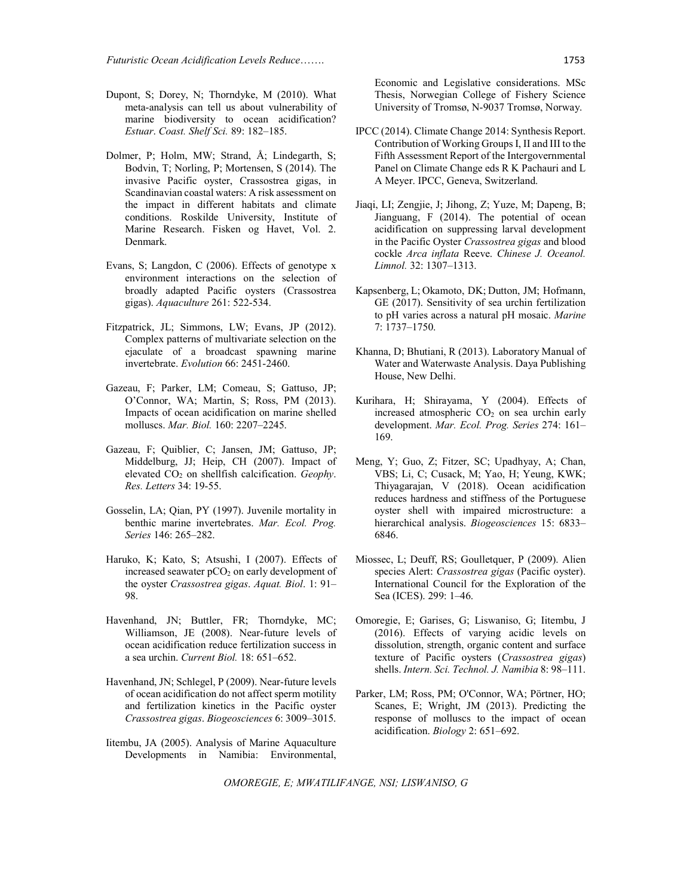Dupont, S; Dorey, N; Thorndyke, M (2010). What meta-analysis can tell us about vulnerability of marine biodiversity to ocean acidification? *Estuar*. *Coast. Shelf Sci.* 89: 182–185.

Dolmer, P; Holm, MW; Strand, Å; Lindegarth, S; Bodvin, T; Norling, P; Mortensen, S (2014). The invasive Pacific oyster, Crassostrea gigas, in Scandinavian coastal waters: A risk assessment on the impact in different habitats and climate conditions. Roskilde University, Institute of Marine Research. Fisken og Havet, Vol. 2. Denmark.

Evans, S; Langdon, C (2006). Effects of genotype x environment interactions on the selection of broadly adapted Pacific oysters (Crassostrea gigas). *Aquaculture* 261: 522-534.

Fitzpatrick, JL; Simmons, LW; Evans, JP (2012). Complex patterns of multivariate selection on the ejaculate of a broadcast spawning marine invertebrate. *Evolution* 66: 2451-2460.

Gazeau, F; Parker, LM; Comeau, S; Gattuso, JP; O'Connor, WA; Martin, S; Ross, PM (2013). Impacts of ocean acidification on marine shelled molluscs. *Mar. Biol.* 160: 2207–2245.

Gazeau, F; Quiblier, C; Jansen, JM; Gattuso, JP; Middelburg, JJ; Heip, CH (2007). Impact of elevated $CO_2$ on shellfish calcification. *Geophy*. *Res. Letters* 34: 19-55.

Gosselin, LA; Qian, PY (1997). Juvenile mortality in benthic marine invertebrates. *Mar. Ecol. Prog. Series* 146: 265–282.

Haruko, K; Kato, S; Atsushi, I (2007). Effects of increased seawater $pCO_2$ on early development of the oyster *Crassostrea gigas*. *Aquat. Biol*. 1: 91–98.

Havenhand, JN; Buttler, FR; Thorndyke, MC; Williamson, JE (2008). Near-future levels of ocean acidification reduce fertilization success in a sea urchin. *Current Biol.* 18: 651–652.

Havenhand, JN; Schlegel, P (2009). Near-future levels of ocean acidification do not affect sperm motility and fertilization kinetics in the Pacific oyster *Crassostrea gigas*. *Biogeosciences* 6: 3009–3015.

Iitembu, JA (2005). Analysis of Marine Aquaculture Developments in Namibia: Environmental, Economic and Legislative considerations. MSc Thesis, Norwegian College of Fishery Science University of Tromsø, N-9037 Tromsø, Norway.

IPCC (2014). Climate Change 2014: Synthesis Report. Contribution of Working Groups I, II and III to the Fifth Assessment Report of the Intergovernmental Panel on Climate Change eds R K Pachauri and L A Meyer. IPCC, Geneva, Switzerland.

Jiaqi, LI; Zengjie, J; Jihong, Z; Yuze, M; Dapeng, B; Jianguang, F (2014). The potential of ocean acidification on suppressing larval development in the Pacific Oyster *Crassostrea gigas* and blood cockle *Arca inflata* Reeve. *Chinese J. Oceanol. Limnol.* 32: 1307–1313.

Kapsenberg, L; Okamoto, DK; Dutton, JM; Hofmann, GE (2017). Sensitivity of sea urchin fertilization to pH varies across a natural pH mosaic. *Marine* 7: 1737–1750.

Khanna, D; Bhutiani, R (2013). Laboratory Manual of Water and Waterwaste Analysis. Daya Publishing House, New Delhi.

Kurihara, H; Shirayama, Y (2004). Effects of increased atmospheric $CO_2$ on sea urchin early development. *Mar. Ecol. Prog. Series* 274: 161–169.

Meng, Y; Guo, Z; Fitzer, SC; Upadhyay, A; Chan, VBS; Li, C; Cusack, M; Yao, H; Yeung, KWK; Thiyagarajan, V (2018). Ocean acidification reduces hardness and stiffness of the Portuguese oyster shell with impaired microstructure: a hierarchical analysis. *Biogeosciences* 15: 6833–6846.

Miossec, L; Deuff, RS; Goulletquer, P (2009). Alien species Alert: *Crassostrea gigas* (Pacific oyster). International Council for the Exploration of the Sea (ICES). 299: 1–46.

Omoregie, E; Garises, G; Liswaniso, G; Iitembu, J (2016). Effects of varying acidic levels on dissolution, strength, organic content and surface texture of Pacific oysters (*Crassostrea gigas*) shells. *Intern. Sci. Technol. J. Namibia* 8: 98–111.

Parker, LM; Ross, PM; O'Connor, WA; Pörtner, HO; Scanes, E; Wright, JM (2013). Predicting the response of molluscs to the impact of ocean acidification. *Biology* 2: 651–692.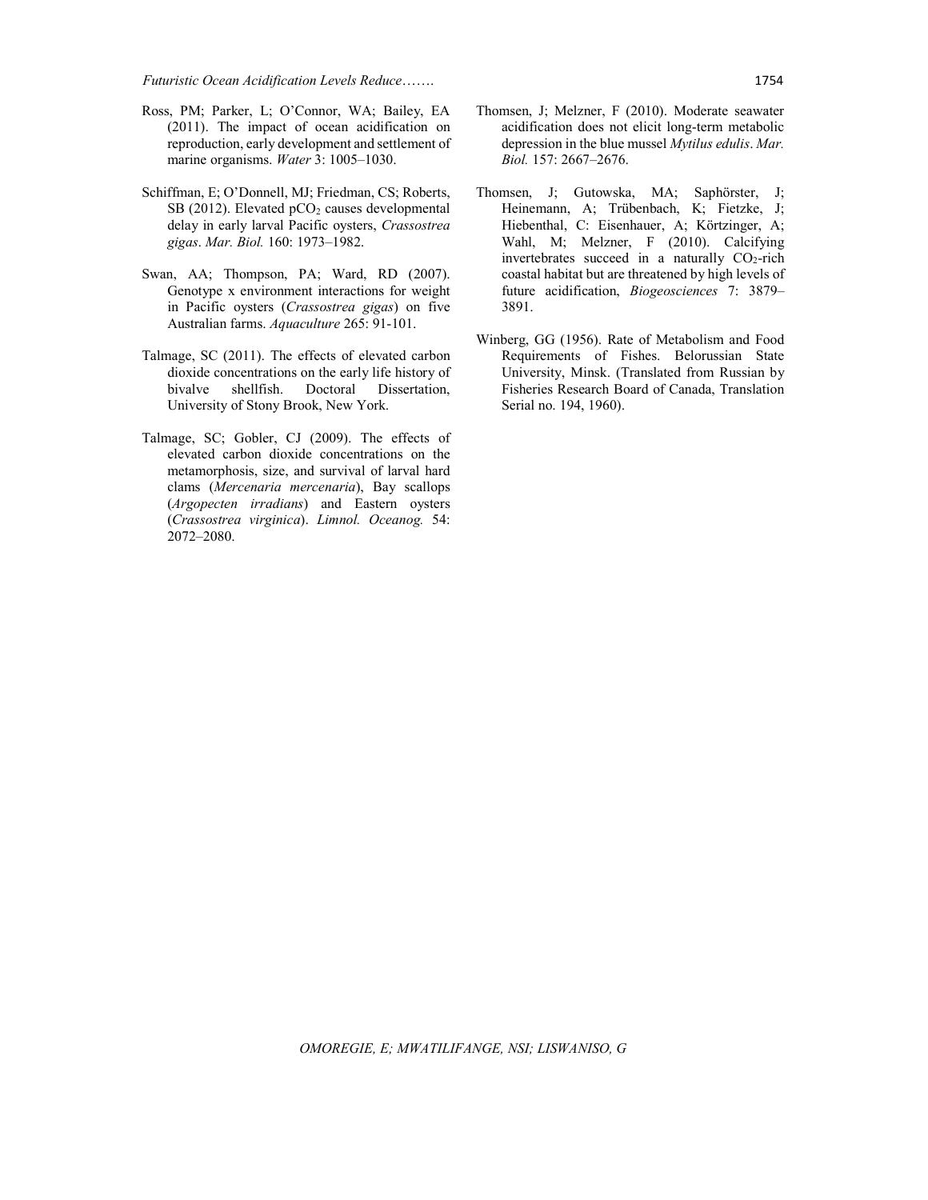Ross, PM; Parker, L; O'Connor, WA; Bailey, EA (2011). The impact of ocean acidification on reproduction, early development and settlement of marine organisms. *Water* 3: 1005–1030.

Schiffman, E; O'Donnell, MJ; Friedman, CS; Roberts, SB (2012). Elevated $pCO_2$ causes developmental delay in early larval Pacific oysters, *Crassostrea gigas*. *Mar. Biol.* 160: 1973–1982.

Swan, AA; Thompson, PA; Ward, RD (2007). Genotype x environment interactions for weight in Pacific oysters (*Crassostrea gigas*) on five Australian farms. *Aquaculture* 265: 91-101.

Talmage, SC (2011). The effects of elevated carbon dioxide concentrations on the early life history of bivalve shellfish. Doctoral Dissertation, University of Stony Brook, New York.

Talmage, SC; Gobler, CJ (2009). The effects of elevated carbon dioxide concentrations on the metamorphosis, size, and survival of larval hard clams (*Mercenaria mercenaria*), Bay scallops (*Argopecten irradians*) and Eastern oysters (*Crassostrea virginica*). *Limnol. Oceanog.* 54: 2072–2080.

Thomsen, J; Melzner, F (2010). Moderate seawater acidification does not elicit long-term metabolic depression in the blue mussel *Mytilus edulis*. *Mar. Biol.* 157: 2667–2676.

Thomsen, J; Gutowska, MA; Saphörster, J; Heinemann, A; Trübenbach, K; Fietzke, J; Hiebenthal, C: Eisenhauer, A; Körtzinger, A; Wahl, M; Melzner, F (2010). Calcifying invertebrates succeed in a naturally $CO_2$-rich coastal habitat but are threatened by high levels of future acidification, *Biogeosciences* 7: 3879–3891.

Winberg, GG (1956). Rate of Metabolism and Food Requirements of Fishes. Belorussian State University, Minsk. (Translated from Russian by Fisheries Research Board of Canada, Translation Serial no. 194, 1960).